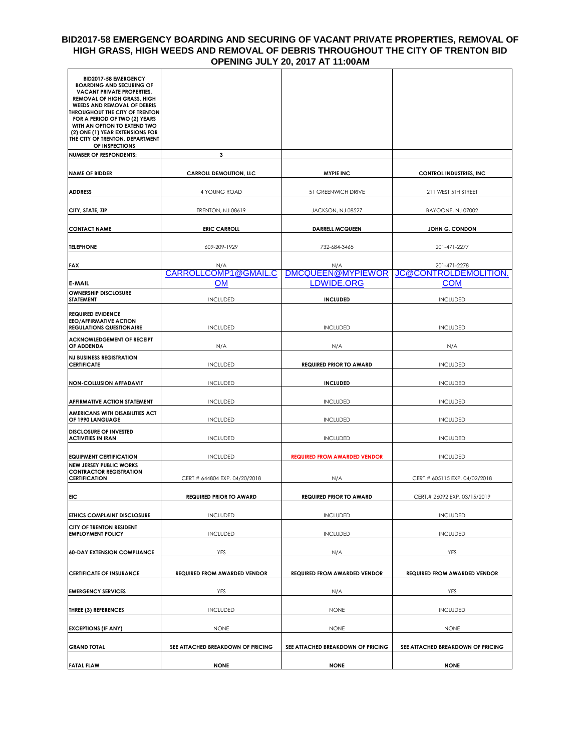# BID2017-58 EMERGENCY BOARDING AND SECURING OF VACANT PRIVATE PROPERTIES, REMOVAL OF HIGH GRASS, HIGH WEEDS AND REMOVAL OF DEBRIS THROUGHOUT THE CITY OF TRENTON BID OPENING JULY 20, 2017 AT 11:00AM

| BID2017-58 EMERGENCY BOARDING AND SECURING OF VACANT PRIVATE PROPERTIES, REMOVAL OF HIGH GRASS, HIGH WEEDS AND REMOVAL OF DEBRIS THROUGHOUT THE CITY OF TRENTON FOR A PERIOD OF TWO (2) YEARS WITH AN OPTION TO EXTEND TWO (2) ONE (1) YEAR EXTENSIONS FOR THE CITY OF TRENTON, DEPARTMENT OF INSPECTIONS | | | |
|---|---|---|---|
| **NUMBER OF RESPONDENTS:** | **3** | | |
| **NAME OF BIDDER** | **CARROLL DEMOLITION, LLC** | **MYPIE INC** | **CONTROL INDUSTRIES, INC** |
| **ADDRESS** | 4 YOUNG ROAD | 51 GREENWICH DRIVE | 211 WEST 5TH STREET |
| **CITY, STATE, ZIP** | TRENTON, NJ 08619 | JACKSON, NJ 08527 | BAYOONE, NJ 07002 |
| **CONTACT NAME** | **ERIC CARROLL** | **DARRELL MCQUEEN** | **JOHN G. CONDON** |
| **TELEPHONE** | 609-209-1929 | 732-684-3465 | 201-471-2277 |
| **FAX** | N/A | N/A | 201-471-2278 |
| **E-MAIL** | CARROLLCOMP1@GMAIL.COM | DMCQUEEN@MYPIEWORLDWIDE.ORG | JC@CONTROLDEMOLITION.COM |
| **OWNERSHIP DISCLOSURE STATEMENT** | INCLUDED | **INCLUDED** | INCLUDED |
| **REQUIRED EVIDENCE EEO/AFFIRMATIVE ACTION REGULATIONS QUESTIONAIRE** | INCLUDED | INCLUDED | INCLUDED |
| **ACKNOWLEDGEMENT OF RECEIPT OF ADDENDA** | N/A | N/A | N/A |
| **NJ BUSINESS REGISTRATION CERTIFICATE** | INCLUDED | **REQUIRED PRIOR TO AWARD** | INCLUDED |
| **NON-COLLUSION AFFADAVIT** | INCLUDED | **INCLUDED** | INCLUDED |
| **AFFIRMATIVE ACTION STATEMENT** | INCLUDED | INCLUDED | INCLUDED |
| **AMERICANS WITH DISABILITIES ACT OF 1990 LANGUAGE** | INCLUDED | INCLUDED | INCLUDED |
| **DISCLOSURE OF INVESTED ACTIVITIES IN IRAN** | INCLUDED | INCLUDED | INCLUDED |
| **EQUIPMENT CERTIFICATION** | INCLUDED | **REQUIRED FROM AWARDED VENDOR** | INCLUDED |
| **NEW JERSEY PUBLIC WORKS CONTRACTOR REGISTRATION CERTIFICATION** | CERT.# 644804 EXP. 04/20/2018 | N/A | CERT.# 605115 EXP. 04/02/2018 |
| **EIC** | **REQUIRED PRIOR TO AWARD** | **REQUIRED PRIOR TO AWARD** | CERT.# 26092 EXP. 03/15/2019 |
| **ETHICS COMPLAINT DISCLOSURE** | INCLUDED | INCLUDED | INCLUDED |
| **CITY OF TRENTON RESIDENT EMPLOYMENT POLICY** | INCLUDED | INCLUDED | INCLUDED |
| **60-DAY EXTENSION COMPLIANCE** | YES | N/A | YES |
| **CERTIFICATE OF INSURANCE** | **REQUIRED FROM AWARDED VENDOR** | **REQUIRED FROM AWARDED VENDOR** | **REQUIRED FROM AWARDED VENDOR** |
| **EMERGENCY SERVICES** | YES | N/A | YES |
| **THREE (3) REFERENCES** | INCLUDED | NONE | INCLUDED |
| **EXCEPTIONS (IF ANY)** | NONE | NONE | NONE |
| **GRAND TOTAL** | **SEE ATTACHED BREAKDOWN OF PRICING** | **SEE ATTACHED BREAKDOWN OF PRICING** | **SEE ATTACHED BREAKDOWN OF PRICING** |
| **FATAL FLAW** | **NONE** | **NONE** | **NONE** |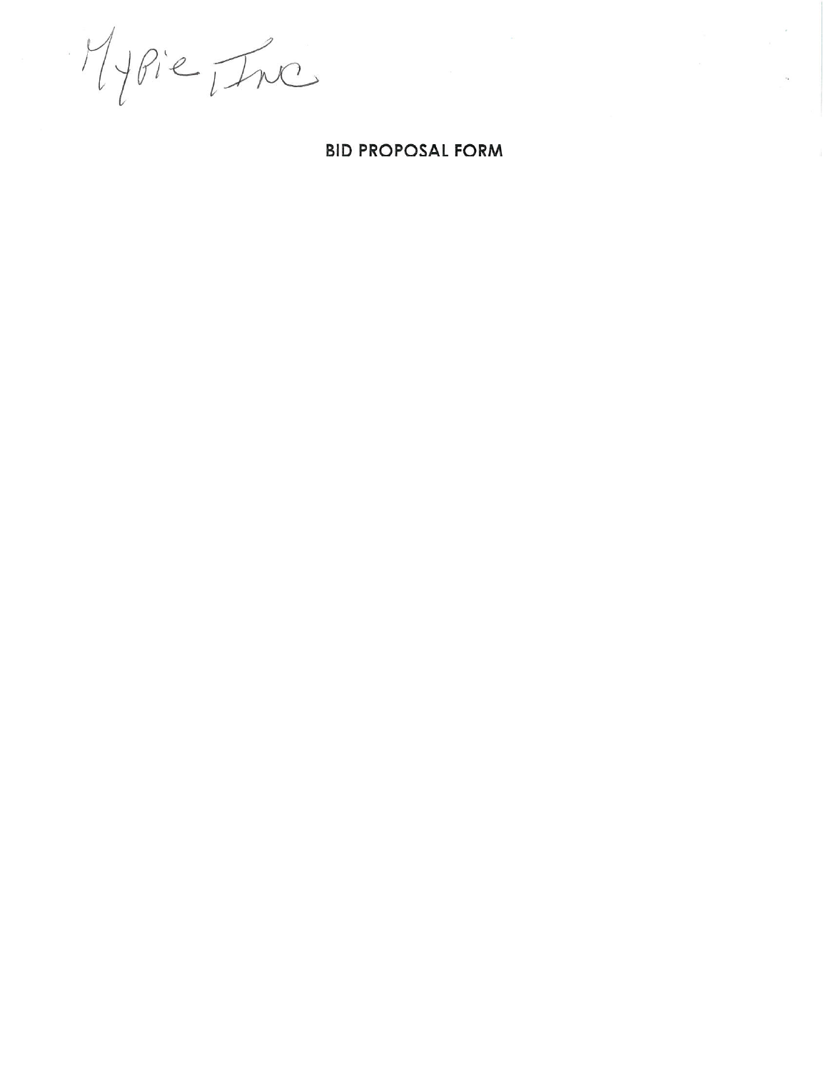MyPie, Inc

## BID PROPOSAL FORM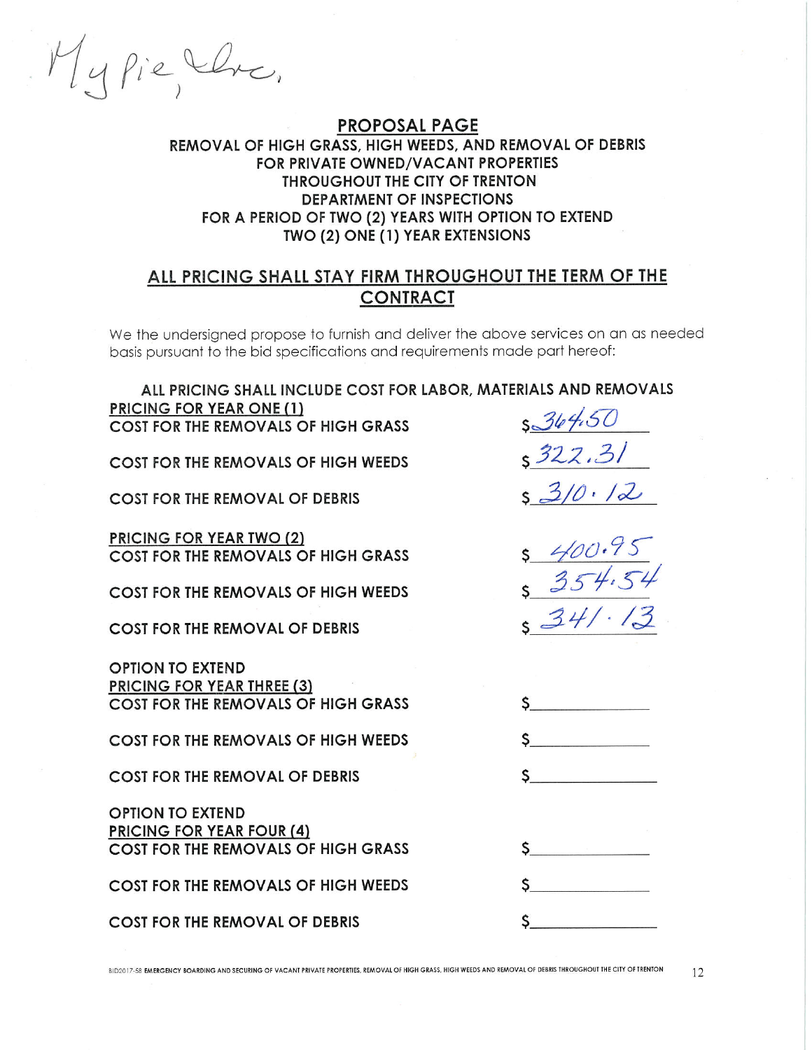My Pie, Inc.

## PROPOSAL PAGE

### REMOVAL OF HIGH GRASS, HIGH WEEDS, AND REMOVAL OF DEBRIS FOR PRIVATE OWNED/VACANT PROPERTIES THROUGHOUT THE CITY OF TRENTON DEPARTMENT OF INSPECTIONS FOR A PERIOD OF TWO (2) YEARS WITH OPTION TO EXTEND TWO (2) ONE (1) YEAR EXTENSIONS

### ALL PRICING SHALL STAY FIRM THROUGHOUT THE TERM OF THE CONTRACT

We the undersigned propose to furnish and deliver the above services on an as needed basis pursuant to the bid specifications and requirements made part hereof:

**ALL PRICING SHALL INCLUDE COST FOR LABOR, MATERIALS AND REMOVALS**

**PRICING FOR YEAR ONE (1)**

| | |
|---|---|
| COST FOR THE REMOVALS OF HIGH GRASS | $364.50 |
| COST FOR THE REMOVALS OF HIGH WEEDS | $322.31 |
| COST FOR THE REMOVAL OF DEBRIS | $310.12 |

**PRICING FOR YEAR TWO (2)**

| | |
|---|---|
| COST FOR THE REMOVALS OF HIGH GRASS | $400.95 |
| COST FOR THE REMOVALS OF HIGH WEEDS | $354.54 |
| COST FOR THE REMOVAL OF DEBRIS | $341.13 |

OPTION TO EXTEND

**PRICING FOR YEAR THREE (3)**

| | |
|---|---|
| COST FOR THE REMOVALS OF HIGH GRASS | $\_\_\_\_\_\_\_\_ |
| COST FOR THE REMOVALS OF HIGH WEEDS | $\_\_\_\_\_\_\_\_ |
| COST FOR THE REMOVAL OF DEBRIS | $\_\_\_\_\_\_\_\_ |

OPTION TO EXTEND

**PRICING FOR YEAR FOUR (4)**

| | |
|---|---|
| COST FOR THE REMOVALS OF HIGH GRASS | $\_\_\_\_\_\_\_\_ |
| COST FOR THE REMOVALS OF HIGH WEEDS | $\_\_\_\_\_\_\_\_ |
| COST FOR THE REMOVAL OF DEBRIS | $\_\_\_\_\_\_\_\_ |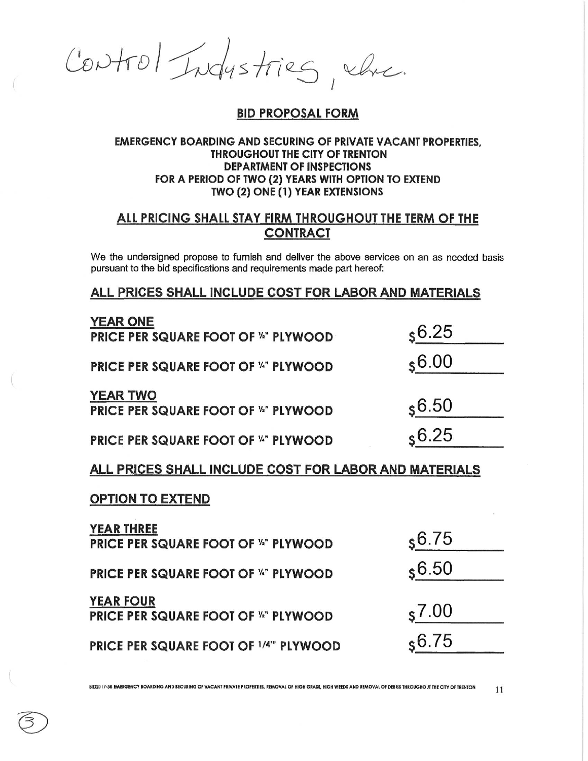Control Industries, Inc.

## BID PROPOSAL FORM

### EMERGENCY BOARDING AND SECURING OF PRIVATE VACANT PROPERTIES, THROUGHOUT THE CITY OF TRENTON DEPARTMENT OF INSPECTIONS FOR A PERIOD OF TWO (2) YEARS WITH OPTION TO EXTEND TWO (2) ONE (1) YEAR EXTENSIONS

## ALL PRICING SHALL STAY FIRM THROUGHOUT THE TERM OF THE CONTRACT

We the undersigned propose to furnish and deliver the above services on an as needed basis pursuant to the bid specifications and requirements made part hereof:

## ALL PRICES SHALL INCLUDE COST FOR LABOR AND MATERIALS

**YEAR ONE**

**PRICE PER SQUARE FOOT OF ½" PLYWOOD** $6.25

**PRICE PER SQUARE FOOT OF ¼" PLYWOOD** $6.00

**YEAR TWO**

**PRICE PER SQUARE FOOT OF ½" PLYWOOD** $6.50

**PRICE PER SQUARE FOOT OF ¼" PLYWOOD** $6.25

## ALL PRICES SHALL INCLUDE COST FOR LABOR AND MATERIALS

**OPTION TO EXTEND**

**YEAR THREE**

**PRICE PER SQUARE FOOT OF ½" PLYWOOD** $6.75

**PRICE PER SQUARE FOOT OF ¼" PLYWOOD** $6.50

**YEAR FOUR**

**PRICE PER SQUARE FOOT OF ½" PLYWOOD** $7.00

**PRICE PER SQUARE FOOT OF 1/4" PLYWOOD** $6.75

BID2017-58 EMERGENCY BOARDING AND SECURING OF VACANT PRIVATE PROPERTIES, REMOVAL OF HIGH GRASS, HIGH WEEDS AND REMOVAL OF DEBRIS THROUGHOUT THE CITY OF TRENTON

3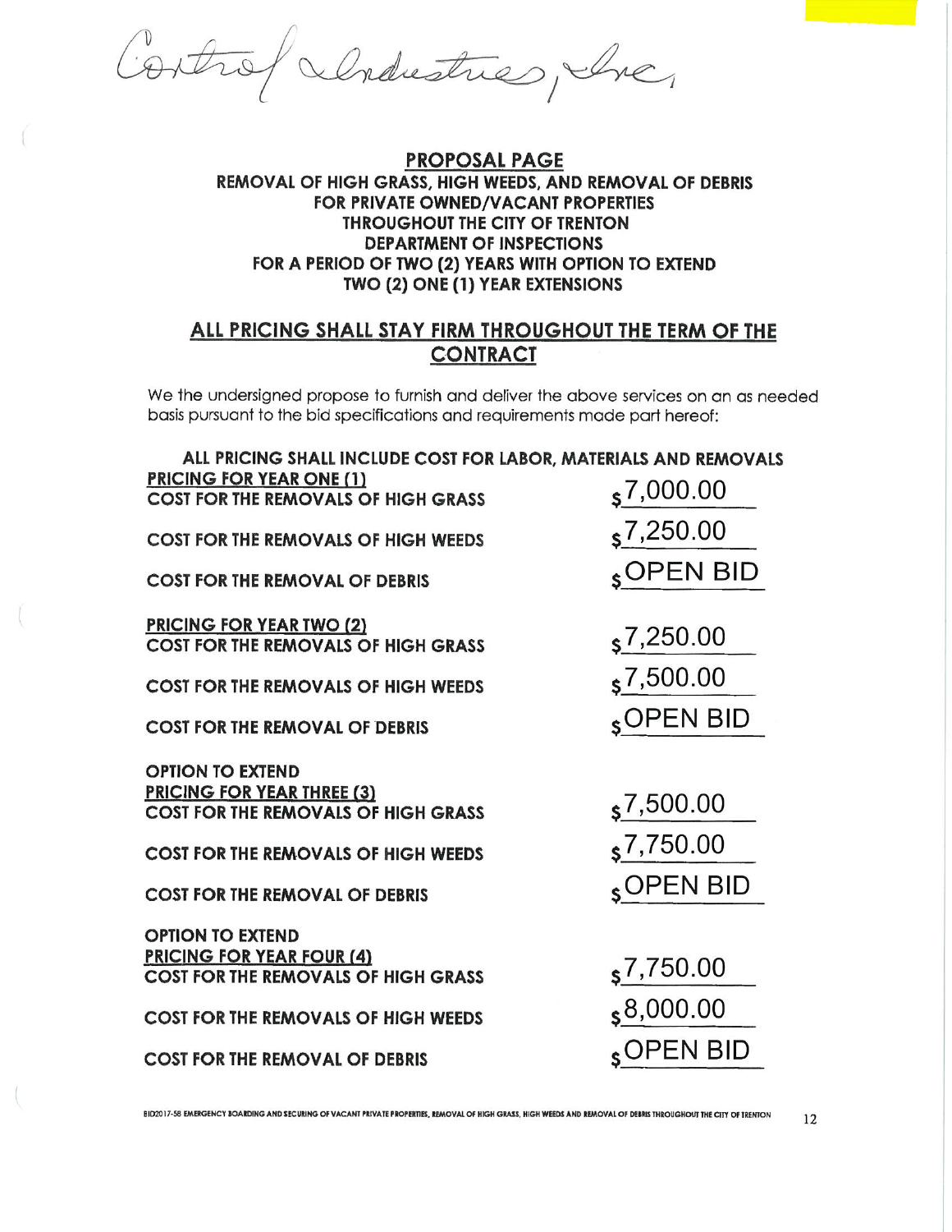Control Industries, Inc.

## PROPOSAL PAGE

**REMOVAL OF HIGH GRASS, HIGH WEEDS, AND REMOVAL OF DEBRIS**
**FOR PRIVATE OWNED/VACANT PROPERTIES**
**THROUGHOUT THE CITY OF TRENTON**
**DEPARTMENT OF INSPECTIONS**
**FOR A PERIOD OF TWO (2) YEARS WITH OPTION TO EXTEND**
**TWO (2) ONE (1) YEAR EXTENSIONS**

## ALL PRICING SHALL STAY FIRM THROUGHOUT THE TERM OF THE CONTRACT

We the undersigned propose to furnish and deliver the above services on an as needed basis pursuant to the bid specifications and requirements made part hereof:

**ALL PRICING SHALL INCLUDE COST FOR LABOR, MATERIALS AND REMOVALS**

**PRICING FOR YEAR ONE (1)**

| | |
|---|---|
| **COST FOR THE REMOVALS OF HIGH GRASS** | $7,000.00 |
| **COST FOR THE REMOVALS OF HIGH WEEDS** | $7,250.00 |
| **COST FOR THE REMOVAL OF DEBRIS** | $OPEN BID |

**PRICING FOR YEAR TWO (2)**

| | |
|---|---|
| **COST FOR THE REMOVALS OF HIGH GRASS** | $7,250.00 |
| **COST FOR THE REMOVALS OF HIGH WEEDS** | $7,500.00 |
| **COST FOR THE REMOVAL OF DEBRIS** | $OPEN BID |

**OPTION TO EXTEND**
**PRICING FOR YEAR THREE (3)**

| | |
|---|---|
| **COST FOR THE REMOVALS OF HIGH GRASS** | $7,500.00 |
| **COST FOR THE REMOVALS OF HIGH WEEDS** | $7,750.00 |
| **COST FOR THE REMOVAL OF DEBRIS** | $OPEN BID |

**OPTION TO EXTEND**
**PRICING FOR YEAR FOUR (4)**

| | |
|---|---|
| **COST FOR THE REMOVALS OF HIGH GRASS** | $7,750.00 |
| **COST FOR THE REMOVALS OF HIGH WEEDS** | $8,000.00 |
| **COST FOR THE REMOVAL OF DEBRIS** | $OPEN BID |